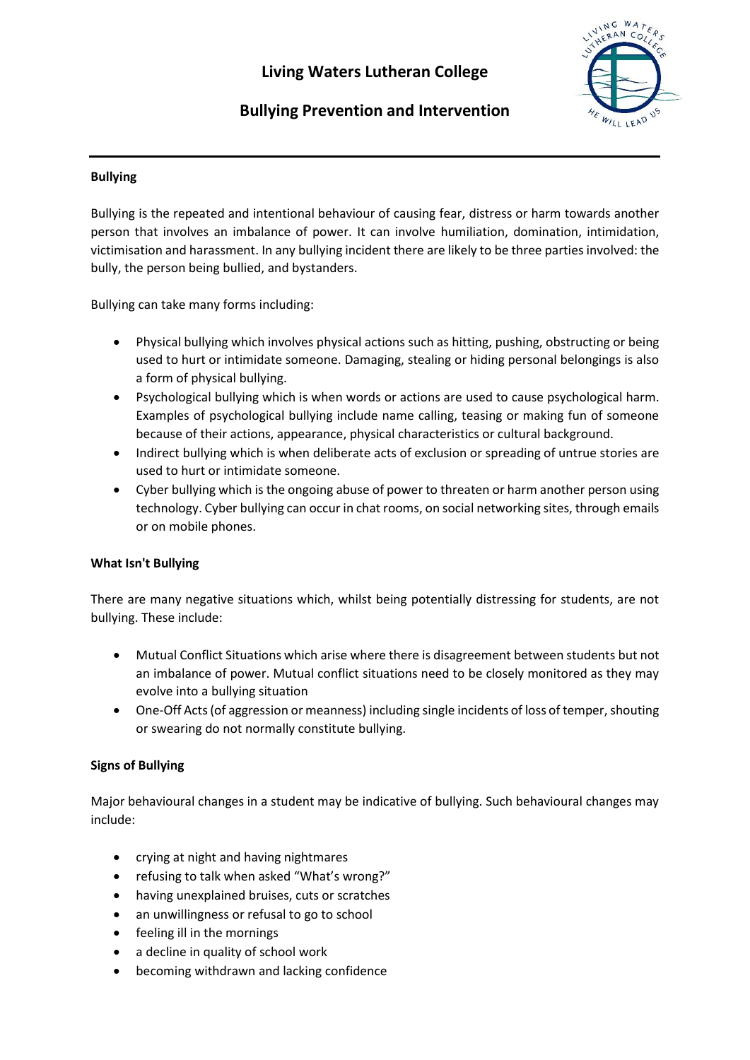# Living Waters Lutheran College

## Bullying Prevention and Intervention

### Bullying

Bullying is the repeated and intentional behaviour of causing fear, distress or harm towards another person that involves an imbalance of power. It can involve humiliation, domination, intimidation, victimisation and harassment. In any bullying incident there are likely to be three parties involved: the bully, the person being bullied, and bystanders.

Bullying can take many forms including:

- Physical bullying which involves physical actions such as hitting, pushing, obstructing or being used to hurt or intimidate someone. Damaging, stealing or hiding personal belongings is also a form of physical bullying.
- Psychological bullying which is when words or actions are used to cause psychological harm. Examples of psychological bullying include name calling, teasing or making fun of someone because of their actions, appearance, physical characteristics or cultural background.
- Indirect bullying which is when deliberate acts of exclusion or spreading of untrue stories are used to hurt or intimidate someone.
- Cyber bullying which is the ongoing abuse of power to threaten or harm another person using technology. Cyber bullying can occur in chat rooms, on social networking sites, through emails or on mobile phones.

### What Isn't Bullying

There are many negative situations which, whilst being potentially distressing for students, are not bullying. These include:

- Mutual Conflict Situations which arise where there is disagreement between students but not an imbalance of power. Mutual conflict situations need to be closely monitored as they may evolve into a bullying situation
- One-Off Acts (of aggression or meanness) including single incidents of loss of temper, shouting or swearing do not normally constitute bullying.

### Signs of Bullying

Major behavioural changes in a student may be indicative of bullying. Such behavioural changes may include:

- crying at night and having nightmares
- refusing to talk when asked "What's wrong?"
- having unexplained bruises, cuts or scratches
- an unwillingness or refusal to go to school
- feeling ill in the mornings
- a decline in quality of school work
- becoming withdrawn and lacking confidence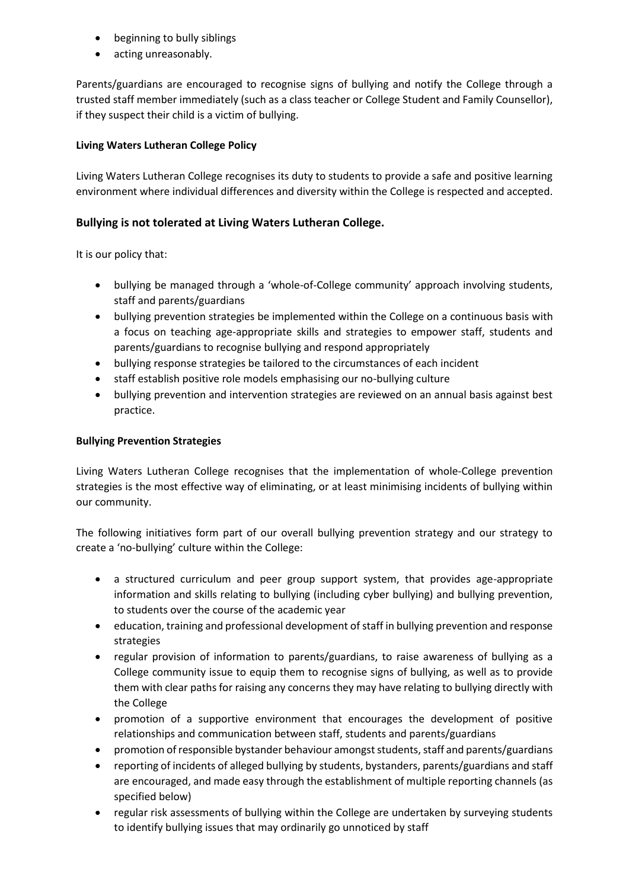- beginning to bully siblings
- acting unreasonably.

Parents/guardians are encouraged to recognise signs of bullying and notify the College through a trusted staff member immediately (such as a class teacher or College Student and Family Counsellor), if they suspect their child is a victim of bullying.

**Living Waters Lutheran College Policy**

Living Waters Lutheran College recognises its duty to students to provide a safe and positive learning environment where individual differences and diversity within the College is respected and accepted.

### Bullying is not tolerated at Living Waters Lutheran College.

It is our policy that:

- bullying be managed through a 'whole-of-College community' approach involving students, staff and parents/guardians
- bullying prevention strategies be implemented within the College on a continuous basis with a focus on teaching age-appropriate skills and strategies to empower staff, students and parents/guardians to recognise bullying and respond appropriately
- bullying response strategies be tailored to the circumstances of each incident
- staff establish positive role models emphasising our no-bullying culture
- bullying prevention and intervention strategies are reviewed on an annual basis against best practice.

**Bullying Prevention Strategies**

Living Waters Lutheran College recognises that the implementation of whole-College prevention strategies is the most effective way of eliminating, or at least minimising incidents of bullying within our community.

The following initiatives form part of our overall bullying prevention strategy and our strategy to create a 'no-bullying' culture within the College:

- a structured curriculum and peer group support system, that provides age-appropriate information and skills relating to bullying (including cyber bullying) and bullying prevention, to students over the course of the academic year
- education, training and professional development of staff in bullying prevention and response strategies
- regular provision of information to parents/guardians, to raise awareness of bullying as a College community issue to equip them to recognise signs of bullying, as well as to provide them with clear paths for raising any concerns they may have relating to bullying directly with the College
- promotion of a supportive environment that encourages the development of positive relationships and communication between staff, students and parents/guardians
- promotion of responsible bystander behaviour amongst students, staff and parents/guardians
- reporting of incidents of alleged bullying by students, bystanders, parents/guardians and staff are encouraged, and made easy through the establishment of multiple reporting channels (as specified below)
- regular risk assessments of bullying within the College are undertaken by surveying students to identify bullying issues that may ordinarily go unnoticed by staff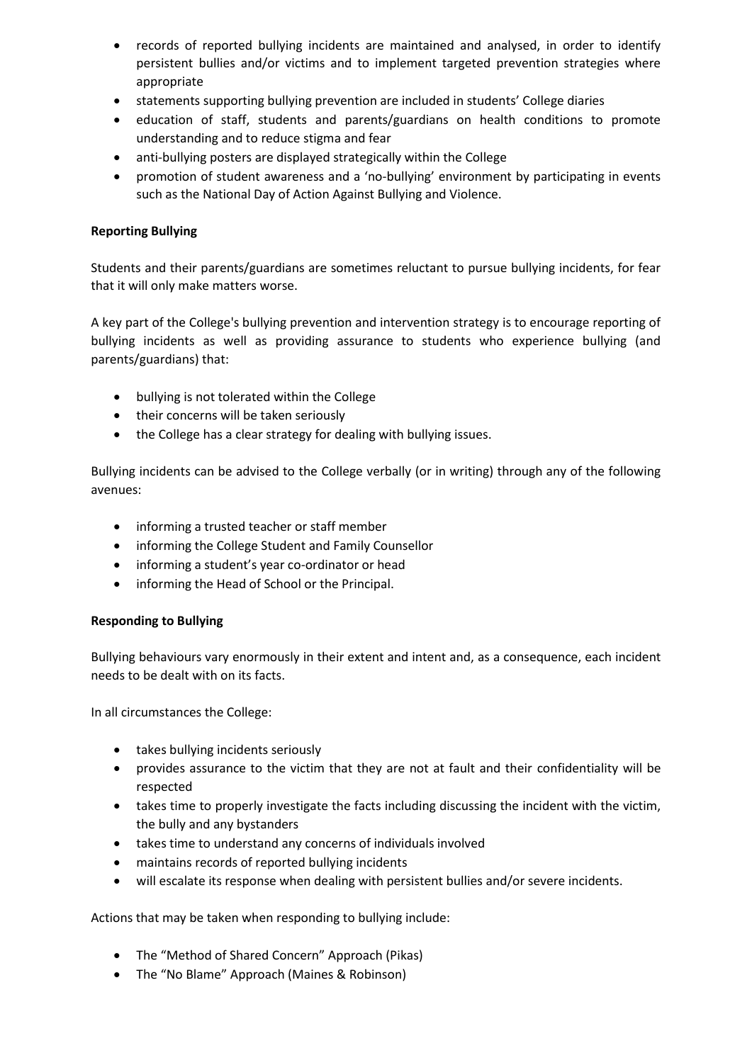- records of reported bullying incidents are maintained and analysed, in order to identify persistent bullies and/or victims and to implement targeted prevention strategies where appropriate
- statements supporting bullying prevention are included in students' College diaries
- education of staff, students and parents/guardians on health conditions to promote understanding and to reduce stigma and fear
- anti-bullying posters are displayed strategically within the College
- promotion of student awareness and a 'no-bullying' environment by participating in events such as the National Day of Action Against Bullying and Violence.

**Reporting Bullying**

Students and their parents/guardians are sometimes reluctant to pursue bullying incidents, for fear that it will only make matters worse.

A key part of the College's bullying prevention and intervention strategy is to encourage reporting of bullying incidents as well as providing assurance to students who experience bullying (and parents/guardians) that:

- bullying is not tolerated within the College
- their concerns will be taken seriously
- the College has a clear strategy for dealing with bullying issues.

Bullying incidents can be advised to the College verbally (or in writing) through any of the following avenues:

- informing a trusted teacher or staff member
- informing the College Student and Family Counsellor
- informing a student's year co-ordinator or head
- informing the Head of School or the Principal.

**Responding to Bullying**

Bullying behaviours vary enormously in their extent and intent and, as a consequence, each incident needs to be dealt with on its facts.

In all circumstances the College:

- takes bullying incidents seriously
- provides assurance to the victim that they are not at fault and their confidentiality will be respected
- takes time to properly investigate the facts including discussing the incident with the victim, the bully and any bystanders
- takes time to understand any concerns of individuals involved
- maintains records of reported bullying incidents
- will escalate its response when dealing with persistent bullies and/or severe incidents.

Actions that may be taken when responding to bullying include:

- The "Method of Shared Concern" Approach (Pikas)
- The "No Blame" Approach (Maines & Robinson)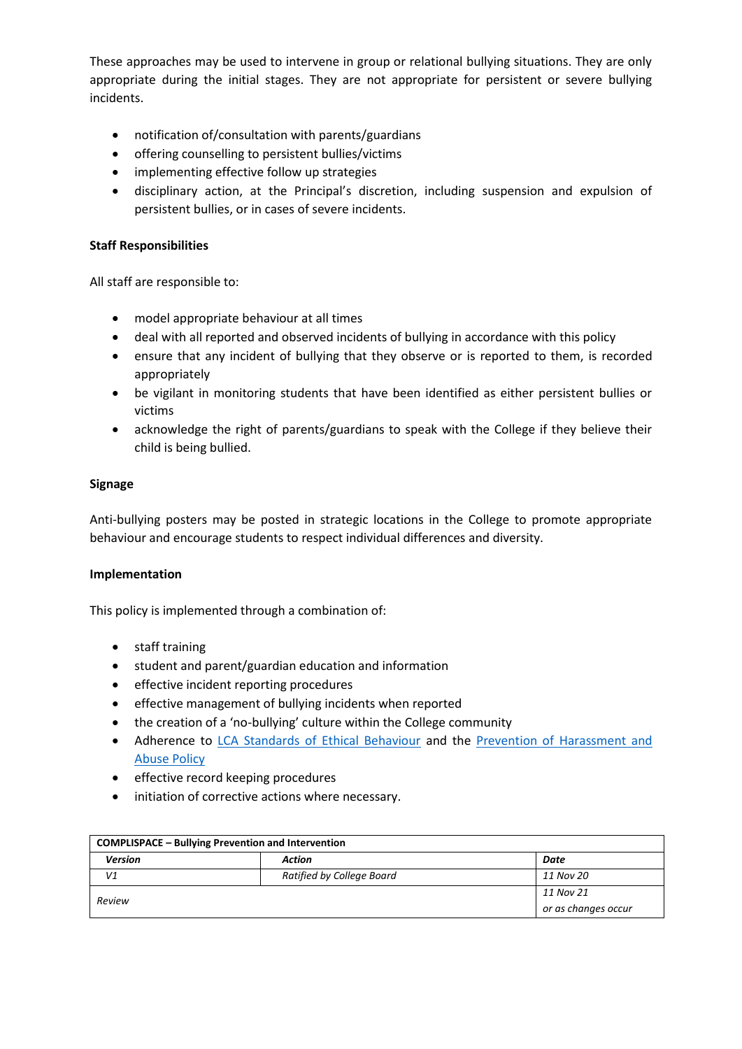These approaches may be used to intervene in group or relational bullying situations. They are only appropriate during the initial stages. They are not appropriate for persistent or severe bullying incidents.

- notification of/consultation with parents/guardians
- offering counselling to persistent bullies/victims
- implementing effective follow up strategies
- disciplinary action, at the Principal's discretion, including suspension and expulsion of persistent bullies, or in cases of severe incidents.

**Staff Responsibilities**

All staff are responsible to:

- model appropriate behaviour at all times
- deal with all reported and observed incidents of bullying in accordance with this policy
- ensure that any incident of bullying that they observe or is reported to them, is recorded appropriately
- be vigilant in monitoring students that have been identified as either persistent bullies or victims
- acknowledge the right of parents/guardians to speak with the College if they believe their child is being bullied.

**Signage**

Anti-bullying posters may be posted in strategic locations in the College to promote appropriate behaviour and encourage students to respect individual differences and diversity.

**Implementation**

This policy is implemented through a combination of:

- staff training
- student and parent/guardian education and information
- effective incident reporting procedures
- effective management of bullying incidents when reported
- the creation of a 'no-bullying' culture within the College community
- Adherence to LCA Standards of Ethical Behaviour and the Prevention of Harassment and Abuse Policy
- effective record keeping procedures
- initiation of corrective actions where necessary.

| **COMPLISPACE – Bullying Prevention and Intervention** | | |
|---|---|---|
| ***Version*** | ***Action*** | ***Date*** |
| *V1* | *Ratified by College Board* | *11 Nov 20* |
| *Review* | | *11 Nov 21*<br>*or as changes occur* |